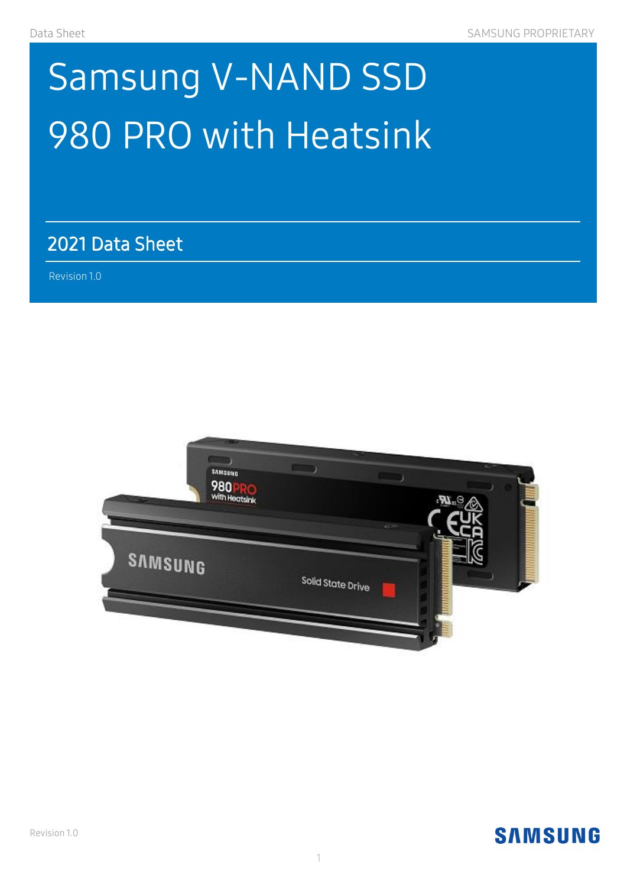# Samsung V-NAND SSD 980 PRO with Heatsink

## 2021 Data Sheet

Revision 1.0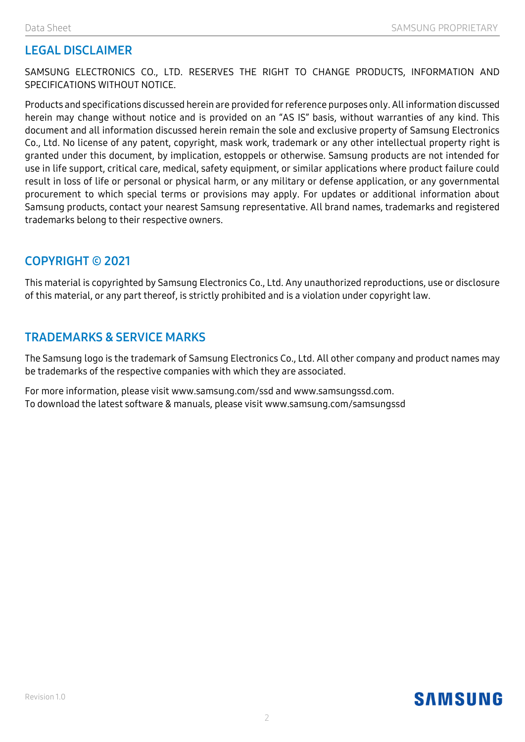## LEGAL DISCLAIMER

SAMSUNG ELECTRONICS CO., LTD. RESERVES THE RIGHT TO CHANGE PRODUCTS, INFORMATION AND SPECIFICATIONS WITHOUT NOTICE.

Products and specifications discussed herein are provided for reference purposes only. All information discussed herein may change without notice and is provided on an "AS IS" basis, without warranties of any kind. This document and all information discussed herein remain the sole and exclusive property of Samsung Electronics Co., Ltd. No license of any patent, copyright, mask work, trademark or any other intellectual property right is granted under this document, by implication, estoppels or otherwise. Samsung products are not intended for use in life support, critical care, medical, safety equipment, or similar applications where product failure could result in loss of life or personal or physical harm, or any military or defense application, or any governmental procurement to which special terms or provisions may apply. For updates or additional information about Samsung products, contact your nearest Samsung representative. All brand names, trademarks and registered trademarks belong to their respective owners.

## COPYRIGHT © 2021

This material is copyrighted by Samsung Electronics Co., Ltd. Any unauthorized reproductions, use or disclosure of this material, or any part thereof, is strictly prohibited and is a violation under copyright law.

## TRADEMARKS & SERVICE MARKS

The Samsung logo is the trademark of Samsung Electronics Co., Ltd. All other company and product names may be trademarks of the respective companies with which they are associated.

For more information, please visit www.samsung.com/ssd and www.samsungssd.com.
To download the latest software & manuals, please visit www.samsung.com/samsungssd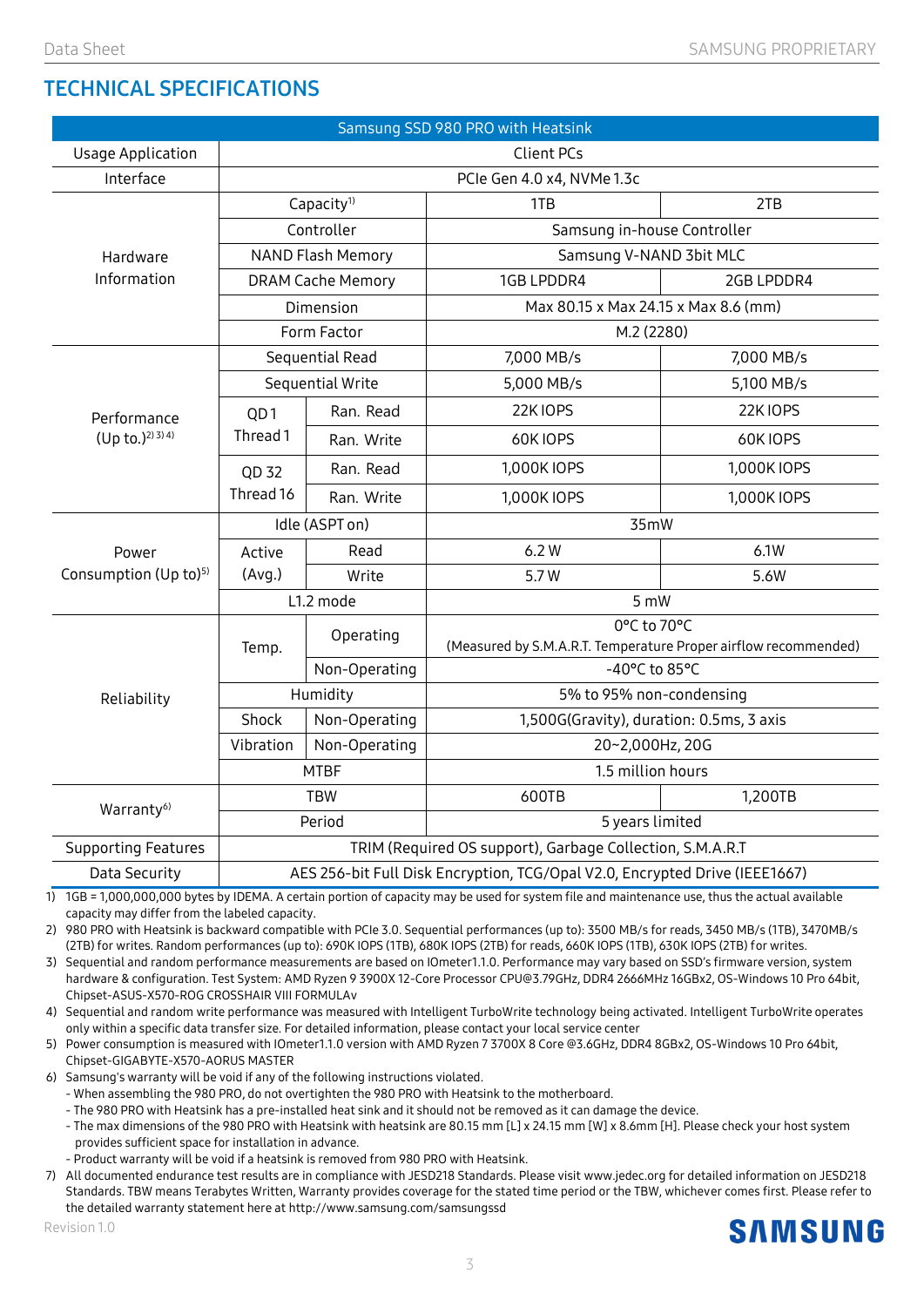## TECHNICAL SPECIFICATIONS

| Samsung SSD 980 PRO with Heatsink | | | | |
|---|---|---|---|---|
| Usage Application | Client PCs | | | |
| Interface | PCIe Gen 4.0 x4, NVMe 1.3c | | | |
| Hardware Information | Capacity[1] | | 1TB | 2TB |
| | Controller | | Samsung in-house Controller | |
| | NAND Flash Memory | | Samsung V-NAND 3bit MLC | |
| | DRAM Cache Memory | | 1GB LPDDR4 | 2GB LPDDR4 |
| | Dimension | | Max 80.15 x Max 24.15 x Max 8.6 (mm) | |
| | Form Factor | | M.2 (2280) | |
| Performance (Up to.)[2) 3) 4)] | Sequential Read | | 7,000 MB/s | 7,000 MB/s |
| | Sequential Write | | 5,000 MB/s | 5,100 MB/s |
| | QD1 Thread 1 | Ran. Read | 22K IOPS | 22K IOPS |
| | | Ran. Write | 60K IOPS | 60K IOPS |
| | QD 32 Thread 16 | Ran. Read | 1,000K IOPS | 1,000K IOPS |
| | | Ran. Write | 1,000K IOPS | 1,000K IOPS |
| Power Consumption (Up to)[5)] | Idle (ASPT on) | | 35mW | |
| | Active (Avg.) | Read | 6.2 W | 6.1W |
| | | Write | 5.7 W | 5.6W |
| | L1.2 mode | | 5 mW | |
| Reliability | Temp. | Operating | 0°C to 70°C (Measured by S.M.A.R.T. Temperature Proper airflow recommended) | |
| | | Non-Operating | -40°C to 85°C | |
| | Humidity | | 5% to 95% non-condensing | |
| | Shock | Non-Operating | 1,500G(Gravity), duration: 0.5ms, 3 axis | |
| | Vibration | Non-Operating | 20~2,000Hz, 20G | |
| | MTBF | | 1.5 million hours | |
| Warranty[6)] | TBW | | 600TB | 1,200TB |
| | Period | | 5 years limited | |
| Supporting Features | TRIM (Required OS support), Garbage Collection, S.M.A.R.T | | | |
| Data Security | AES 256-bit Full Disk Encryption, TCG/Opal V2.0, Encrypted Drive (IEEE1667) | | | |

1) 1GB = 1,000,000,000 bytes by IDEMA. A certain portion of capacity may be used for system file and maintenance use, thus the actual available capacity may differ from the labeled capacity.
2) 980 PRO with Heatsink is backward compatible with PCIe 3.0. Sequential performances (up to): 3500 MB/s for reads, 3450 MB/s (1TB), 3470MB/s (2TB) for writes. Random performances (up to): 690K IOPS (1TB), 680K IOPS (2TB) for reads, 660K IOPS (1TB), 630K IOPS (2TB) for writes.
3) Sequential and random performance measurements are based on IOmeter1.1.0. Performance may vary based on SSD's firmware version, system hardware & configuration. Test System: AMD Ryzen 9 3900X 12-Core Processor CPU@3.79GHz, DDR4 2666MHz 16GBx2, OS-Windows 10 Pro 64bit, Chipset-ASUS-X570-ROG CROSSHAIR VIII FORMULAv
4) Sequential and random write performance was measured with Intelligent TurboWrite technology being activated. Intelligent TurboWrite operates only within a specific data transfer size. For detailed information, please contact your local service center
5) Power consumption is measured with IOmeter1.1.0 version with AMD Ryzen 7 3700X 8 Core @3.6GHz, DDR4 8GBx2, OS-Windows 10 Pro 64bit, Chipset-GIGABYTE-X570-AORUS MASTER
6) Samsung's warranty will be void if any of the following instructions violated.
   - When assembling the 980 PRO, do not overtighten the 980 PRO with Heatsink to the motherboard.
   - The 980 PRO with Heatsink has a pre-installed heat sink and it should not be removed as it can damage the device.
   - The max dimensions of the 980 PRO with Heatsink with heatsink are 80.15 mm [L] x 24.15 mm [W] x 8.6mm [H]. Please check your host system provides sufficient space for installation in advance.
   - Product warranty will be void if a heatsink is removed from 980 PRO with Heatsink.
7) All documented endurance test results are in compliance with JESD218 Standards. Please visit www.jedec.org for detailed information on JESD218 Standards. TBW means Terabytes Written, Warranty provides coverage for the stated time period or the TBW, whichever comes first. Please refer to the detailed warranty statement here at http://www.samsung.com/samsungssd

Revision 1.0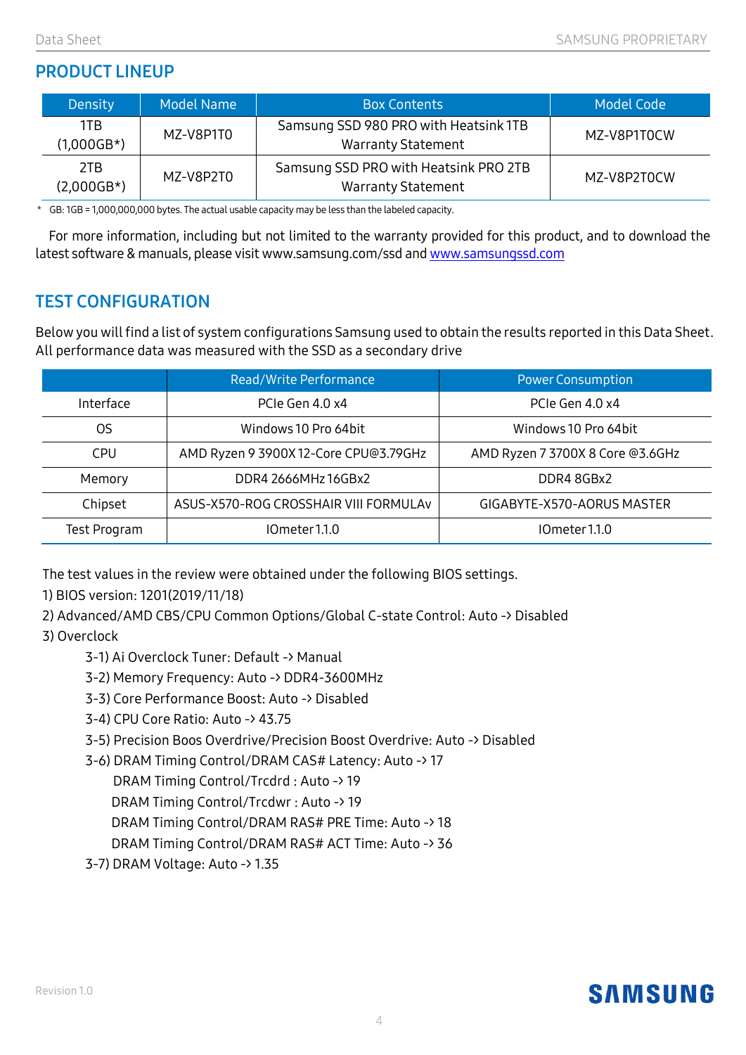## PRODUCT LINEUP

| Density | Model Name | Box Contents | Model Code |
|---|---|---|---|
| 1TB (1,000GB*) | MZ-V8P1T0 | Samsung SSD 980 PRO with Heatsink 1TB Warranty Statement | MZ-V8P1T0CW |
| 2TB (2,000GB*) | MZ-V8P2T0 | Samsung SSD PRO with Heatsink PRO 2TB Warranty Statement | MZ-V8P2T0CW |

\* GB: 1GB = 1,000,000,000 bytes. The actual usable capacity may be less than the labeled capacity.

For more information, including but not limited to the warranty provided for this product, and to download the latest software & manuals, please visit www.samsung.com/ssd and www.samsungssd.com

## TEST CONFIGURATION

Below you will find a list of system configurations Samsung used to obtain the results reported in this Data Sheet. All performance data was measured with the SSD as a secondary drive

| | Read/Write Performance | Power Consumption |
|---|---|---|
| Interface | PCIe Gen 4.0 x4 | PCIe Gen 4.0 x4 |
| OS | Windows 10 Pro 64bit | Windows 10 Pro 64bit |
| CPU | AMD Ryzen 9 3900X 12-Core CPU@3.79GHz | AMD Ryzen 7 3700X 8 Core @3.6GHz |
| Memory | DDR4 2666MHz 16GBx2 | DDR4 8GBx2 |
| Chipset | ASUS-X570-ROG CROSSHAIR VIII FORMULAv | GIGABYTE-X570-AORUS MASTER |
| Test Program | IOmeter 1.1.0 | IOmeter 1.1.0 |

The test values in the review were obtained under the following BIOS settings.

1) BIOS version: 1201(2019/11/18)
2) Advanced/AMD CBS/CPU Common Options/Global C-state Control: Auto -> Disabled
3) Overclock
   - 3-1) Ai Overclock Tuner: Default -> Manual
   - 3-2) Memory Frequency: Auto -> DDR4-3600MHz
   - 3-3) Core Performance Boost: Auto -> Disabled
   - 3-4) CPU Core Ratio: Auto -> 43.75
   - 3-5) Precision Boos Overdrive/Precision Boost Overdrive: Auto -> Disabled
   - 3-6) DRAM Timing Control/DRAM CAS# Latency: Auto -> 17
     - DRAM Timing Control/Trcdrd : Auto -> 19
     - DRAM Timing Control/Trcdwr : Auto -> 19
     - DRAM Timing Control/DRAM RAS# PRE Time: Auto -> 18
     - DRAM Timing Control/DRAM RAS# ACT Time: Auto -> 36
   - 3-7) DRAM Voltage: Auto -> 1.35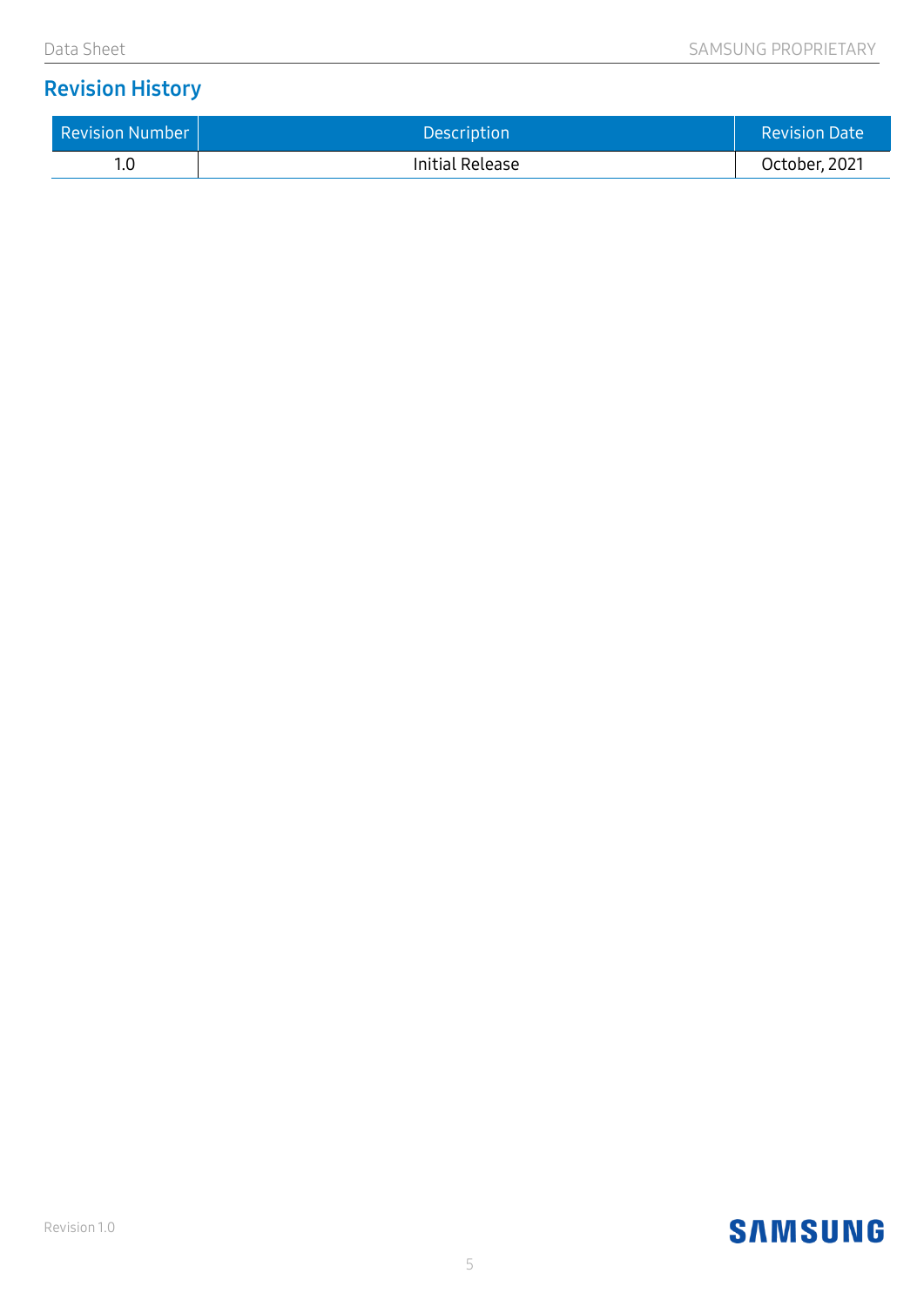## Revision History

| Revision Number | Description | Revision Date |
| --- | --- | --- |
| 1.0 | Initial Release | October, 2021 |